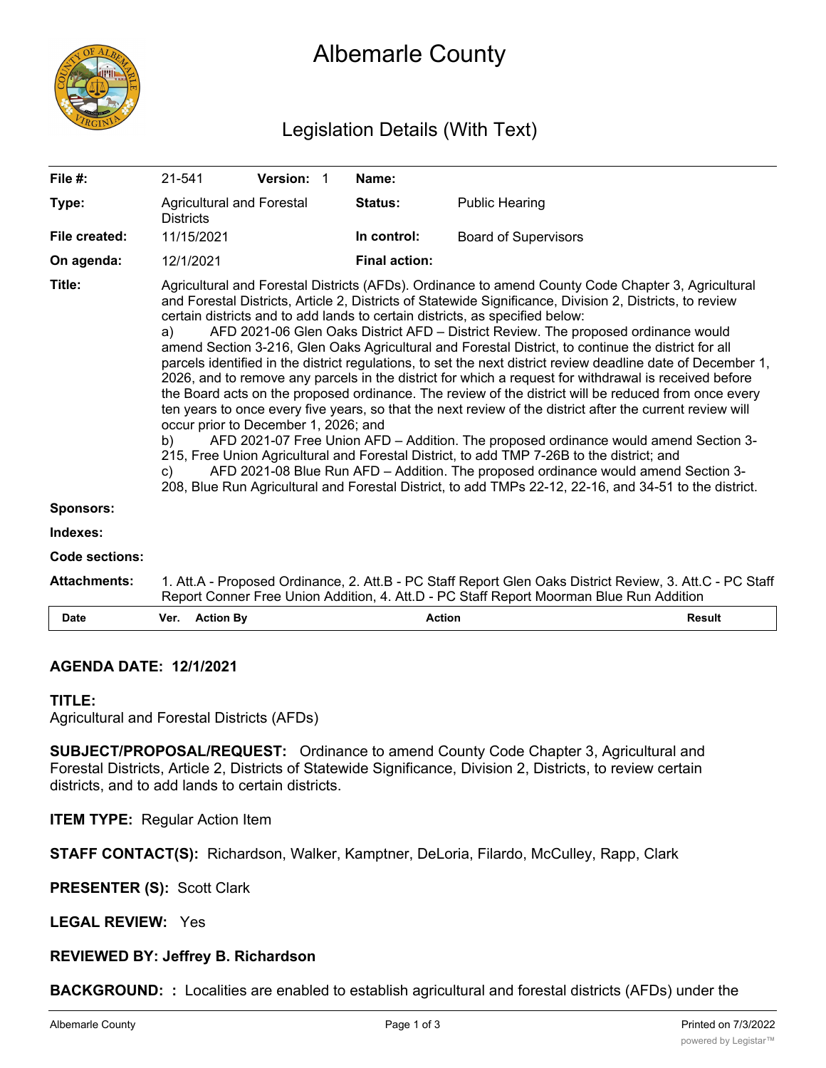# Albemarle County

## Legislation Details (With Text)

| | | | | | |
|---|---|---|---|---|---|
| **File #:** | 21-541 | **Version:** 1 | **Name:** | | |
| **Type:** | Agricultural and Forestal Districts | | **Status:** | Public Hearing | |
| **File created:** | 11/15/2021 | | **In control:** | Board of Supervisors | |
| **On agenda:** | 12/1/2021 | | **Final action:** | | |

**Title:** Agricultural and Forestal Districts (AFDs). Ordinance to amend County Code Chapter 3, Agricultural and Forestal Districts, Article 2, Districts of Statewide Significance, Division 2, Districts, to review certain districts and to add lands to certain districts, as specified below:
a) AFD 2021-06 Glen Oaks District AFD – District Review. The proposed ordinance would amend Section 3-216, Glen Oaks Agricultural and Forestal District, to continue the district for all parcels identified in the district regulations, to set the next district review deadline date of December 1, 2026, and to remove any parcels in the district for which a request for withdrawal is received before the Board acts on the proposed ordinance. The review of the district will be reduced from once every ten years to once every five years, so that the next review of the district after the current review will occur prior to December 1, 2026; and
b) AFD 2021-07 Free Union AFD – Addition. The proposed ordinance would amend Section 3-215, Free Union Agricultural and Forestal District, to add TMP 7-26B to the district; and
c) AFD 2021-08 Blue Run AFD – Addition. The proposed ordinance would amend Section 3-208, Blue Run Agricultural and Forestal District, to add TMPs 22-12, 22-16, and 34-51 to the district.

**Sponsors:**

**Indexes:**

**Code sections:**

**Attachments:** 1. Att.A - Proposed Ordinance, 2. Att.B - PC Staff Report Glen Oaks District Review, 3. Att.C - PC Staff Report Conner Free Union Addition, 4. Att.D - PC Staff Report Moorman Blue Run Addition

| Date | Ver. | Action By | Action | Result |
|---|---|---|---|---|

**AGENDA DATE: 12/1/2021**

**TITLE:**
Agricultural and Forestal Districts (AFDs)

**SUBJECT/PROPOSAL/REQUEST:** Ordinance to amend County Code Chapter 3, Agricultural and Forestal Districts, Article 2, Districts of Statewide Significance, Division 2, Districts, to review certain districts, and to add lands to certain districts.

**ITEM TYPE:** Regular Action Item

**STAFF CONTACT(S):** Richardson, Walker, Kamptner, DeLoria, Filardo, McCulley, Rapp, Clark

**PRESENTER (S):** Scott Clark

**LEGAL REVIEW:** Yes

**REVIEWED BY: Jeffrey B. Richardson**

**BACKGROUND: :** Localities are enabled to establish agricultural and forestal districts (AFDs) under the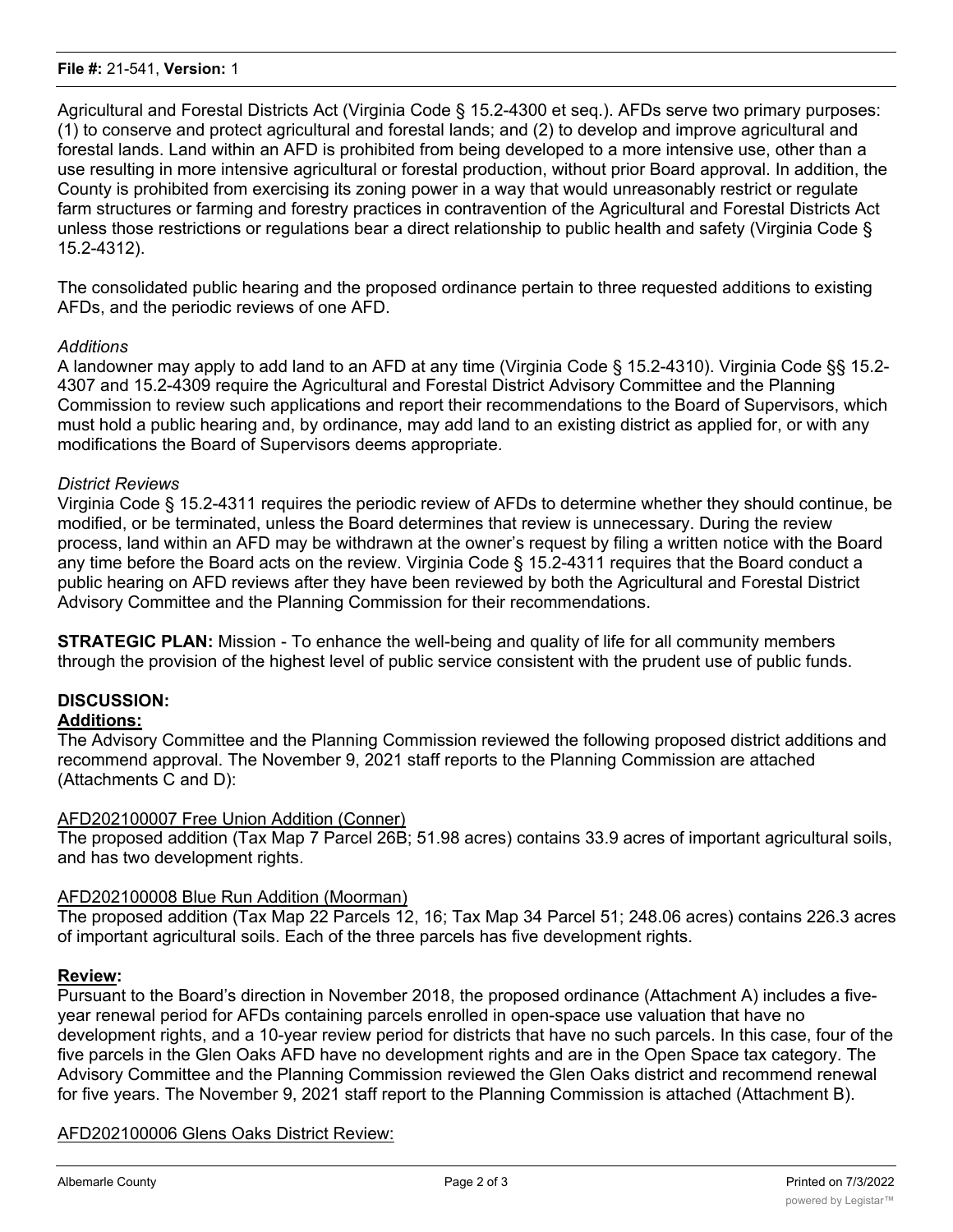Agricultural and Forestal Districts Act (Virginia Code § 15.2-4300 et seq.). AFDs serve two primary purposes: (1) to conserve and protect agricultural and forestal lands; and (2) to develop and improve agricultural and forestal lands. Land within an AFD is prohibited from being developed to a more intensive use, other than a use resulting in more intensive agricultural or forestal production, without prior Board approval. In addition, the County is prohibited from exercising its zoning power in a way that would unreasonably restrict or regulate farm structures or farming and forestry practices in contravention of the Agricultural and Forestal Districts Act unless those restrictions or regulations bear a direct relationship to public health and safety (Virginia Code § 15.2-4312).

The consolidated public hearing and the proposed ordinance pertain to three requested additions to existing AFDs, and the periodic reviews of one AFD.

*Additions*

A landowner may apply to add land to an AFD at any time (Virginia Code § 15.2-4310). Virginia Code §§ 15.2-4307 and 15.2-4309 require the Agricultural and Forestal District Advisory Committee and the Planning Commission to review such applications and report their recommendations to the Board of Supervisors, which must hold a public hearing and, by ordinance, may add land to an existing district as applied for, or with any modifications the Board of Supervisors deems appropriate.

*District Reviews*

Virginia Code § 15.2-4311 requires the periodic review of AFDs to determine whether they should continue, be modified, or be terminated, unless the Board determines that review is unnecessary. During the review process, land within an AFD may be withdrawn at the owner's request by filing a written notice with the Board any time before the Board acts on the review. Virginia Code § 15.2-4311 requires that the Board conduct a public hearing on AFD reviews after they have been reviewed by both the Agricultural and Forestal District Advisory Committee and the Planning Commission for their recommendations.

**STRATEGIC PLAN:** Mission - To enhance the well-being and quality of life for all community members through the provision of the highest level of public service consistent with the prudent use of public funds.

**DISCUSSION:**

**Additions:**

The Advisory Committee and the Planning Commission reviewed the following proposed district additions and recommend approval. The November 9, 2021 staff reports to the Planning Commission are attached (Attachments C and D):

AFD202100007 Free Union Addition (Conner)

The proposed addition (Tax Map 7 Parcel 26B; 51.98 acres) contains 33.9 acres of important agricultural soils, and has two development rights.

AFD202100008 Blue Run Addition (Moorman)

The proposed addition (Tax Map 22 Parcels 12, 16; Tax Map 34 Parcel 51; 248.06 acres) contains 226.3 acres of important agricultural soils. Each of the three parcels has five development rights.

**Review:**

Pursuant to the Board's direction in November 2018, the proposed ordinance (Attachment A) includes a five-year renewal period for AFDs containing parcels enrolled in open-space use valuation that have no development rights, and a 10-year review period for districts that have no such parcels. In this case, four of the five parcels in the Glen Oaks AFD have no development rights and are in the Open Space tax category. The Advisory Committee and the Planning Commission reviewed the Glen Oaks district and recommend renewal for five years. The November 9, 2021 staff report to the Planning Commission is attached (Attachment B).

AFD202100006 Glens Oaks District Review: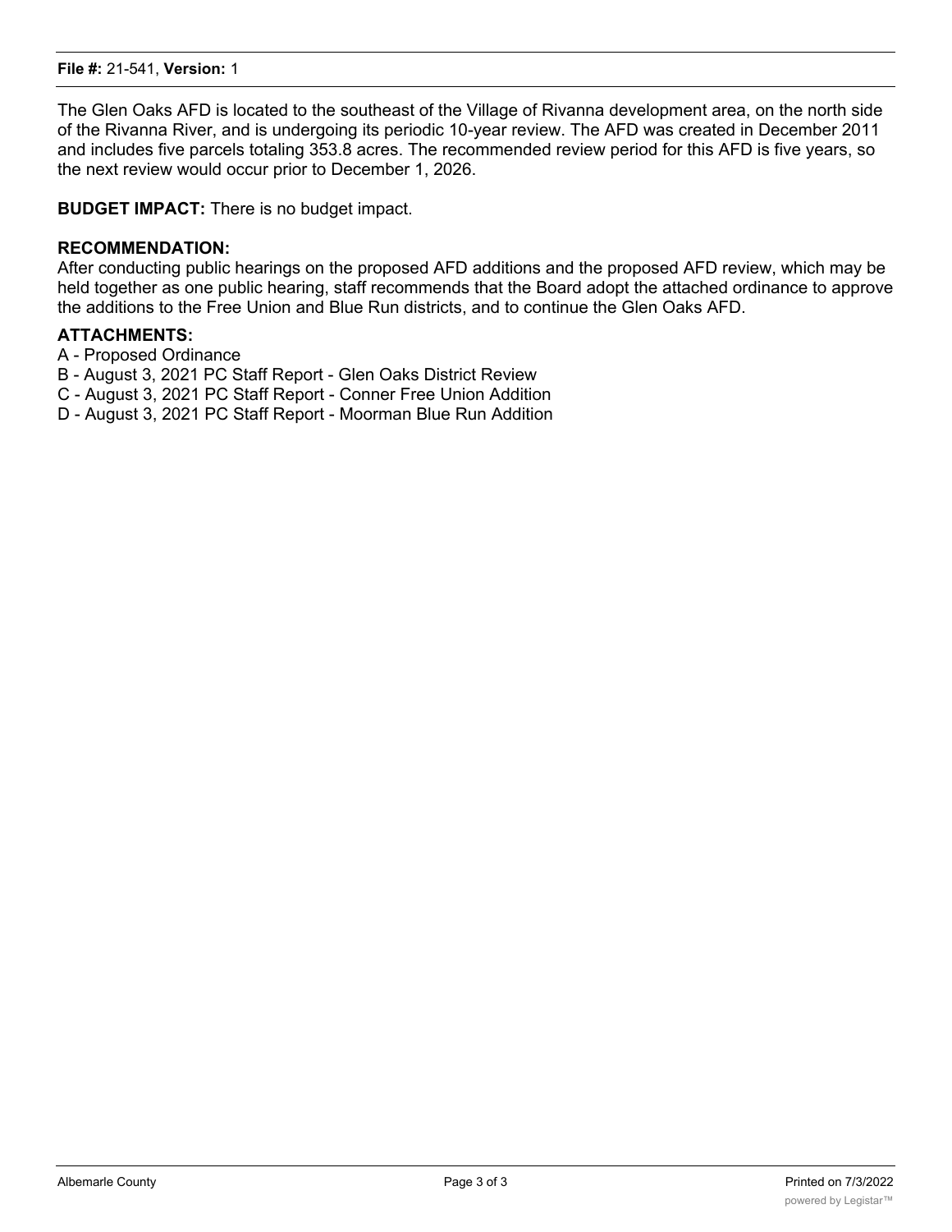The Glen Oaks AFD is located to the southeast of the Village of Rivanna development area, on the north side of the Rivanna River, and is undergoing its periodic 10-year review. The AFD was created in December 2011 and includes five parcels totaling 353.8 acres. The recommended review period for this AFD is five years, so the next review would occur prior to December 1, 2026.

**BUDGET IMPACT:** There is no budget impact.

**RECOMMENDATION:**

After conducting public hearings on the proposed AFD additions and the proposed AFD review, which may be held together as one public hearing, staff recommends that the Board adopt the attached ordinance to approve the additions to the Free Union and Blue Run districts, and to continue the Glen Oaks AFD.

**ATTACHMENTS:**

A - Proposed Ordinance

B - August 3, 2021 PC Staff Report - Glen Oaks District Review

C - August 3, 2021 PC Staff Report - Conner Free Union Addition

D - August 3, 2021 PC Staff Report - Moorman Blue Run Addition